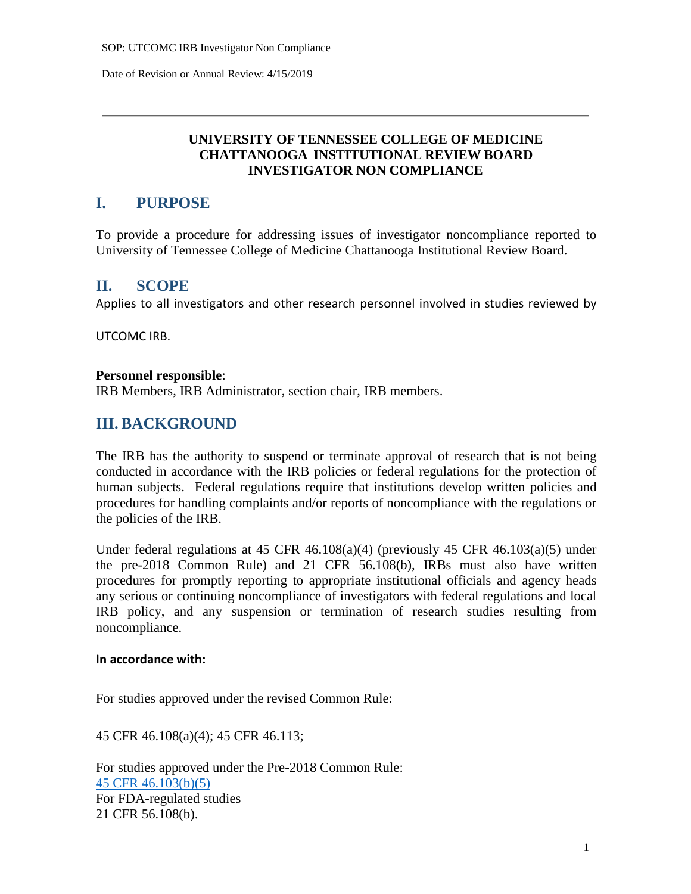# UNIVERSITY OF TENNESSEE COLLEGE OF MEDICINE CHATTANOOGA INSTITUTIONAL REVIEW BOARD INVESTIGATOR NON COMPLIANCE

## I. PURPOSE

To provide a procedure for addressing issues of investigator noncompliance reported to University of Tennessee College of Medicine Chattanooga Institutional Review Board.

## II. SCOPE

Applies to all investigators and other research personnel involved in studies reviewed by UTCOMC IRB.

**Personnel responsible**:
IRB Members, IRB Administrator, section chair, IRB members.

## III. BACKGROUND

The IRB has the authority to suspend or terminate approval of research that is not being conducted in accordance with the IRB policies or federal regulations for the protection of human subjects. Federal regulations require that institutions develop written policies and procedures for handling complaints and/or reports of noncompliance with the regulations or the policies of the IRB.

Under federal regulations at 45 CFR 46.108(a)(4) (previously 45 CFR 46.103(a)(5) under the pre-2018 Common Rule) and 21 CFR 56.108(b), IRBs must also have written procedures for promptly reporting to appropriate institutional officials and agency heads any serious or continuing noncompliance of investigators with federal regulations and local IRB policy, and any suspension or termination of research studies resulting from noncompliance.

**In accordance with:**

For studies approved under the revised Common Rule:

45 CFR 46.108(a)(4); 45 CFR 46.113;

For studies approved under the Pre-2018 Common Rule:
45 CFR 46.103(b)(5)
For FDA-regulated studies
21 CFR 56.108(b).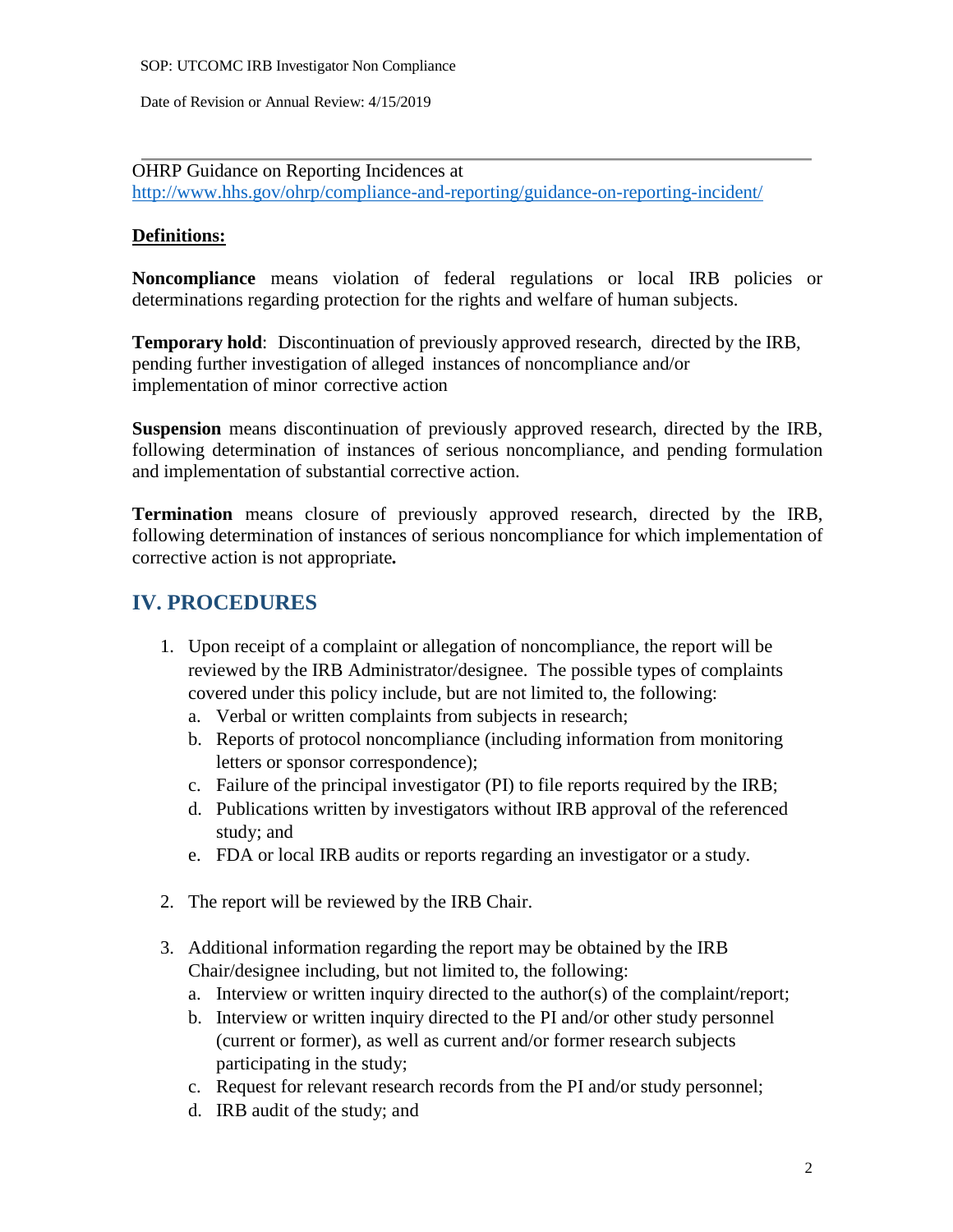OHRP Guidance on Reporting Incidences at http://www.hhs.gov/ohrp/compliance-and-reporting/guidance-on-reporting-incident/

**Definitions:**

**Noncompliance** means violation of federal regulations or local IRB policies or determinations regarding protection for the rights and welfare of human subjects.

**Temporary hold**: Discontinuation of previously approved research, directed by the IRB, pending further investigation of alleged instances of noncompliance and/or implementation of minor corrective action

**Suspension** means discontinuation of previously approved research, directed by the IRB, following determination of instances of serious noncompliance, and pending formulation and implementation of substantial corrective action.

**Termination** means closure of previously approved research, directed by the IRB, following determination of instances of serious noncompliance for which implementation of corrective action is not appropriate**.**

## IV. PROCEDURES

1. Upon receipt of a complaint or allegation of noncompliance, the report will be reviewed by the IRB Administrator/designee. The possible types of complaints covered under this policy include, but are not limited to, the following:
   a. Verbal or written complaints from subjects in research;
   b. Reports of protocol noncompliance (including information from monitoring letters or sponsor correspondence);
   c. Failure of the principal investigator (PI) to file reports required by the IRB;
   d. Publications written by investigators without IRB approval of the referenced study; and
   e. FDA or local IRB audits or reports regarding an investigator or a study.

2. The report will be reviewed by the IRB Chair.

3. Additional information regarding the report may be obtained by the IRB Chair/designee including, but not limited to, the following:
   a. Interview or written inquiry directed to the author(s) of the complaint/report;
   b. Interview or written inquiry directed to the PI and/or other study personnel (current or former), as well as current and/or former research subjects participating in the study;
   c. Request for relevant research records from the PI and/or study personnel;
   d. IRB audit of the study; and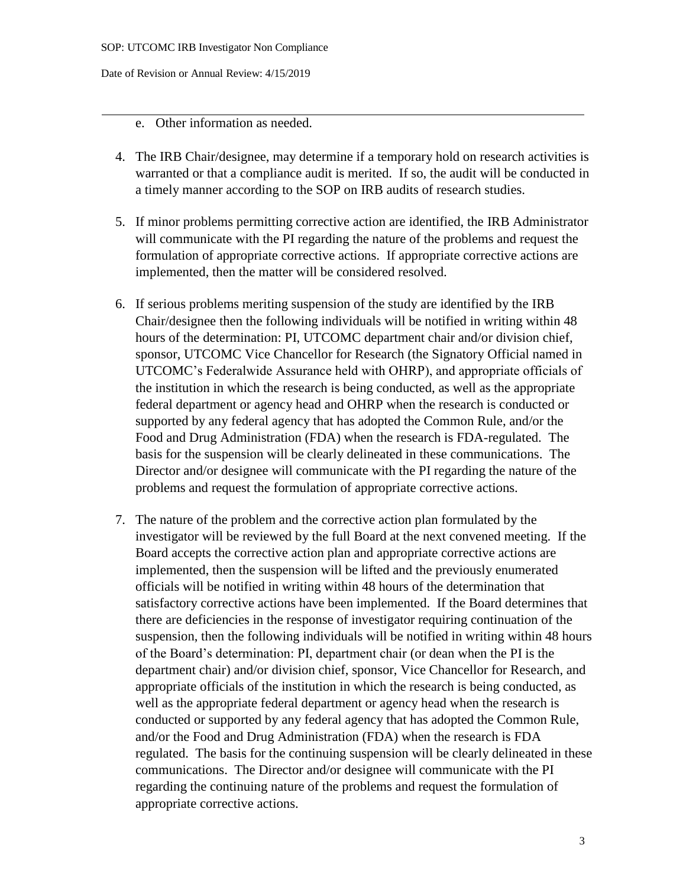e. Other information as needed.

4. The IRB Chair/designee, may determine if a temporary hold on research activities is warranted or that a compliance audit is merited. If so, the audit will be conducted in a timely manner according to the SOP on IRB audits of research studies.

5. If minor problems permitting corrective action are identified, the IRB Administrator will communicate with the PI regarding the nature of the problems and request the formulation of appropriate corrective actions. If appropriate corrective actions are implemented, then the matter will be considered resolved.

6. If serious problems meriting suspension of the study are identified by the IRB Chair/designee then the following individuals will be notified in writing within 48 hours of the determination: PI, UTCOMC department chair and/or division chief, sponsor, UTCOMC Vice Chancellor for Research (the Signatory Official named in UTCOMC's Federalwide Assurance held with OHRP), and appropriate officials of the institution in which the research is being conducted, as well as the appropriate federal department or agency head and OHRP when the research is conducted or supported by any federal agency that has adopted the Common Rule, and/or the Food and Drug Administration (FDA) when the research is FDA-regulated. The basis for the suspension will be clearly delineated in these communications. The Director and/or designee will communicate with the PI regarding the nature of the problems and request the formulation of appropriate corrective actions.

7. The nature of the problem and the corrective action plan formulated by the investigator will be reviewed by the full Board at the next convened meeting. If the Board accepts the corrective action plan and appropriate corrective actions are implemented, then the suspension will be lifted and the previously enumerated officials will be notified in writing within 48 hours of the determination that satisfactory corrective actions have been implemented. If the Board determines that there are deficiencies in the response of investigator requiring continuation of the suspension, then the following individuals will be notified in writing within 48 hours of the Board's determination: PI, department chair (or dean when the PI is the department chair) and/or division chief, sponsor, Vice Chancellor for Research, and appropriate officials of the institution in which the research is being conducted, as well as the appropriate federal department or agency head when the research is conducted or supported by any federal agency that has adopted the Common Rule, and/or the Food and Drug Administration (FDA) when the research is FDA regulated. The basis for the continuing suspension will be clearly delineated in these communications. The Director and/or designee will communicate with the PI regarding the continuing nature of the problems and request the formulation of appropriate corrective actions.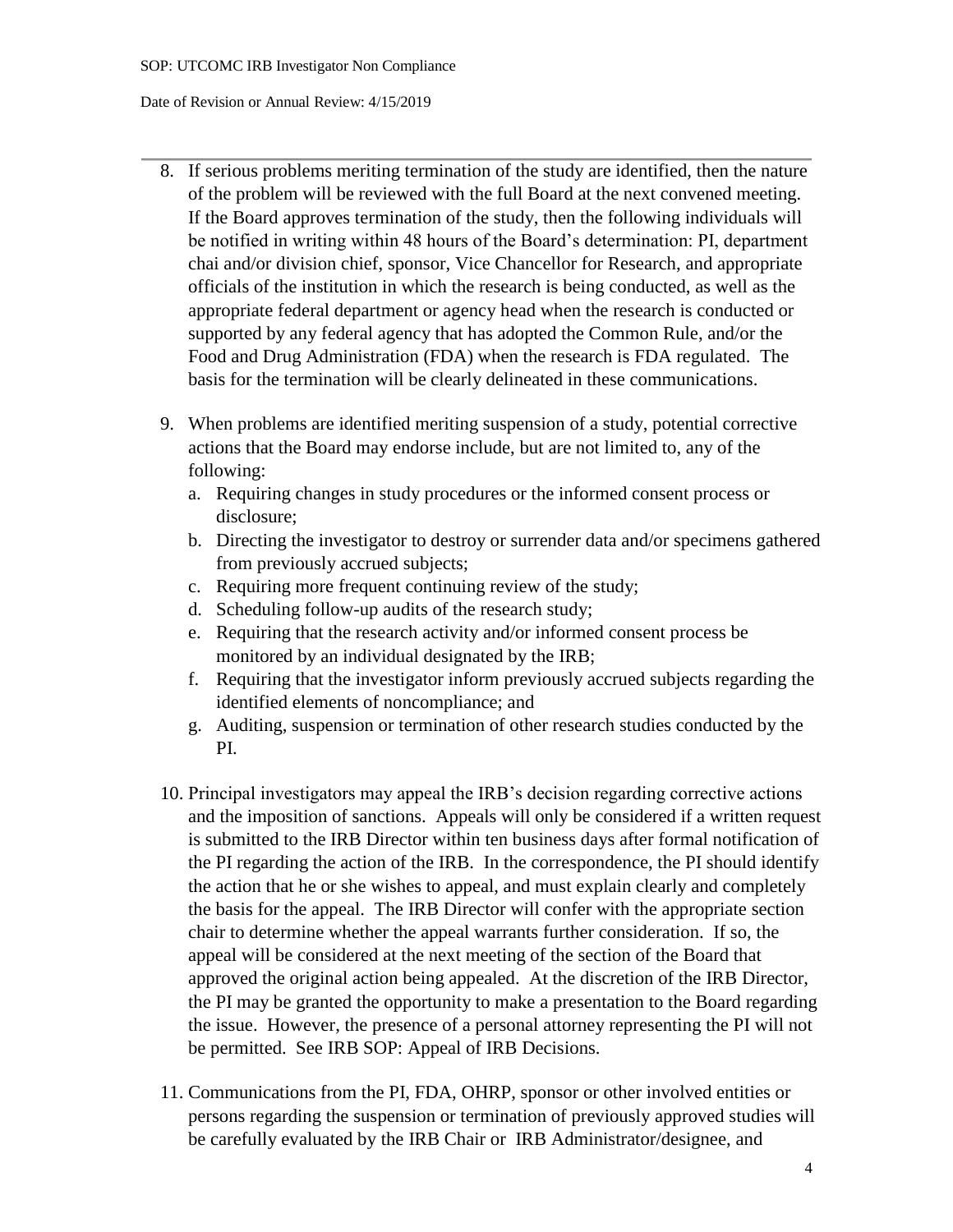8. If serious problems meriting termination of the study are identified, then the nature of the problem will be reviewed with the full Board at the next convened meeting. If the Board approves termination of the study, then the following individuals will be notified in writing within 48 hours of the Board's determination: PI, department chai and/or division chief, sponsor, Vice Chancellor for Research, and appropriate officials of the institution in which the research is being conducted, as well as the appropriate federal department or agency head when the research is conducted or supported by any federal agency that has adopted the Common Rule, and/or the Food and Drug Administration (FDA) when the research is FDA regulated. The basis for the termination will be clearly delineated in these communications.

9. When problems are identified meriting suspension of a study, potential corrective actions that the Board may endorse include, but are not limited to, any of the following:
   a. Requiring changes in study procedures or the informed consent process or disclosure;
   b. Directing the investigator to destroy or surrender data and/or specimens gathered from previously accrued subjects;
   c. Requiring more frequent continuing review of the study;
   d. Scheduling follow-up audits of the research study;
   e. Requiring that the research activity and/or informed consent process be monitored by an individual designated by the IRB;
   f. Requiring that the investigator inform previously accrued subjects regarding the identified elements of noncompliance; and
   g. Auditing, suspension or termination of other research studies conducted by the PI.

10. Principal investigators may appeal the IRB's decision regarding corrective actions and the imposition of sanctions. Appeals will only be considered if a written request is submitted to the IRB Director within ten business days after formal notification of the PI regarding the action of the IRB. In the correspondence, the PI should identify the action that he or she wishes to appeal, and must explain clearly and completely the basis for the appeal. The IRB Director will confer with the appropriate section chair to determine whether the appeal warrants further consideration. If so, the appeal will be considered at the next meeting of the section of the Board that approved the original action being appealed. At the discretion of the IRB Director, the PI may be granted the opportunity to make a presentation to the Board regarding the issue. However, the presence of a personal attorney representing the PI will not be permitted. See IRB SOP: Appeal of IRB Decisions.

11. Communications from the PI, FDA, OHRP, sponsor or other involved entities or persons regarding the suspension or termination of previously approved studies will be carefully evaluated by the IRB Chair or IRB Administrator/designee, and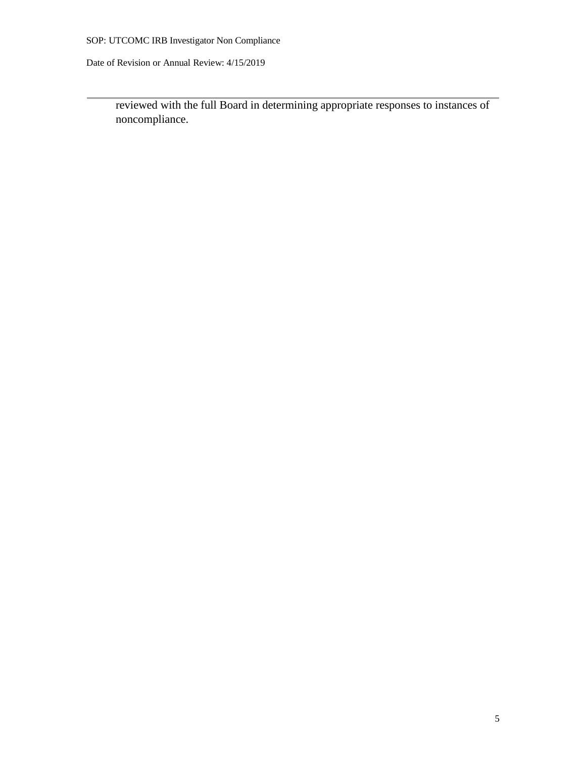reviewed with the full Board in determining appropriate responses to instances of noncompliance.